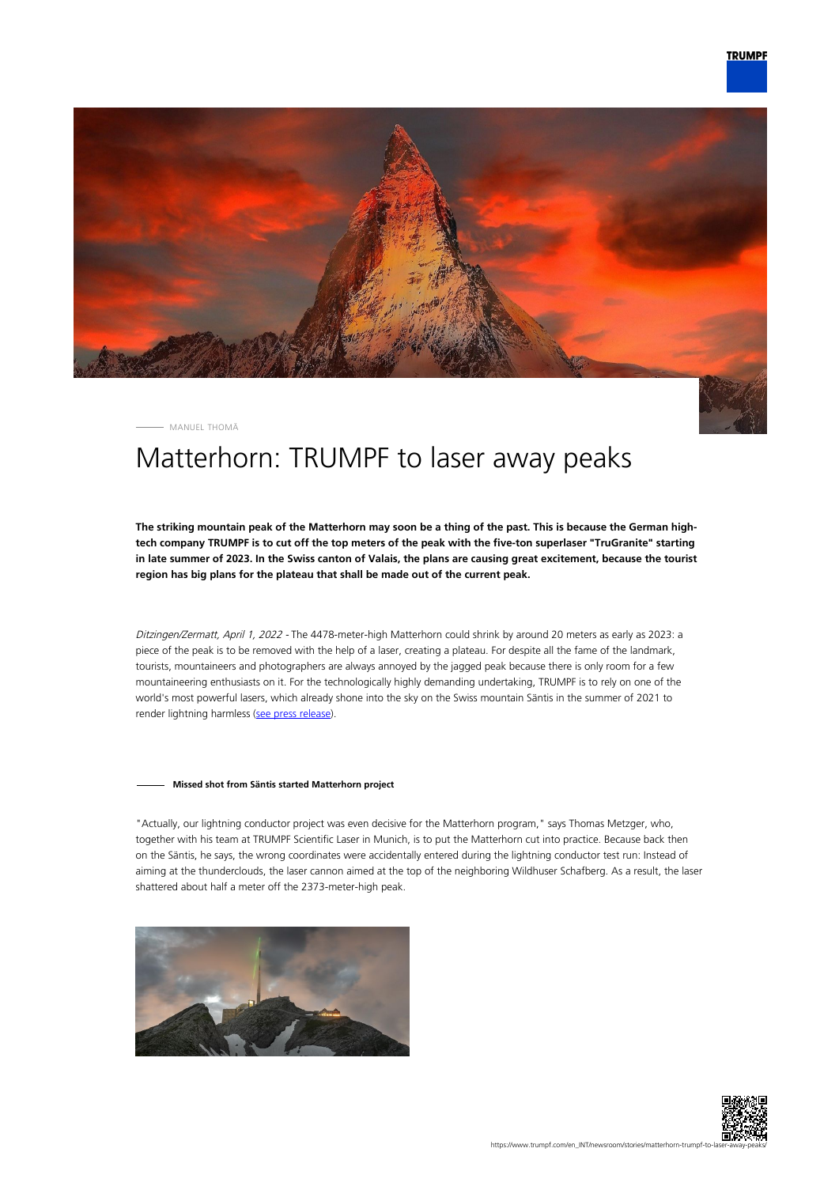MANUEL THOMÄ

# Matterhorn: TRUMPF to laser away peaks

**The striking mountain peak of the Matterhorn may soon be a thing of the past. This is because the German high-tech company TRUMPF is to cut off the top meters of the peak with the five-ton superlaser "TruGranite" starting in late summer of 2023. In the Swiss canton of Valais, the plans are causing great excitement, because the tourist region has big plans for the plateau that shall be made out of the current peak.**

*Ditzingen/Zermatt, April 1, 2022* - The 4478-meter-high Matterhorn could shrink by around 20 meters as early as 2023: a piece of the peak is to be removed with the help of a laser, creating a plateau. For despite all the fame of the landmark, tourists, mountaineers and photographers are always annoyed by the jagged peak because there is only room for a few mountaineering enthusiasts on it. For the technologically highly demanding undertaking, TRUMPF is to rely on one of the world's most powerful lasers, which already shone into the sky on the Swiss mountain Säntis in the summer of 2021 to render lightning harmless (see press release).

## Missed shot from Säntis started Matterhorn project

"Actually, our lightning conductor project was even decisive for the Matterhorn program," says Thomas Metzger, who, together with his team at TRUMPF Scientific Laser in Munich, is to put the Matterhorn cut into practice. Because back then on the Säntis, he says, the wrong coordinates were accidentally entered during the lightning conductor test run: Instead of aiming at the thunderclouds, the laser cannon aimed at the top of the neighboring Wildhuser Schafberg. As a result, the laser shattered about half a meter off the 2373-meter-high peak.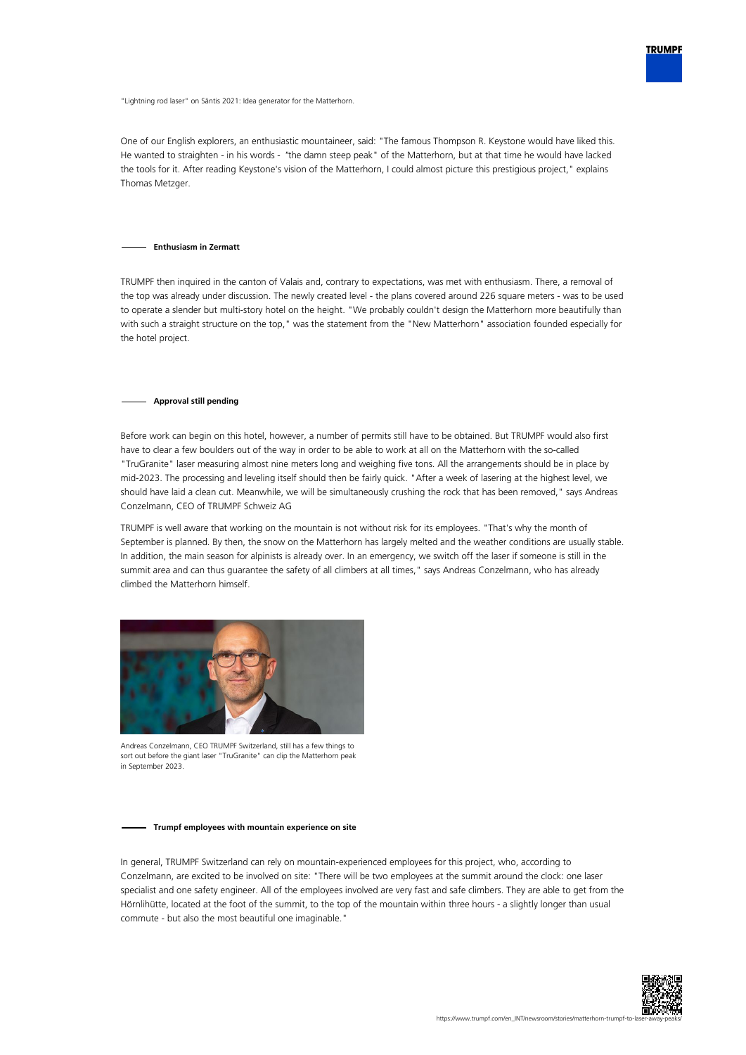"Lightning rod laser" on Säntis 2021: Idea generator for the Matterhorn.

One of our English explorers, an enthusiastic mountaineer, said: "The famous Thompson R. Keystone would have liked this. He wanted to straighten - in his words - "the damn steep peak" of the Matterhorn, but at that time he would have lacked the tools for it. After reading Keystone's vision of the Matterhorn, I could almost picture this prestigious project," explains Thomas Metzger.

### Enthusiasm in Zermatt

TRUMPF then inquired in the canton of Valais and, contrary to expectations, was met with enthusiasm. There, a removal of the top was already under discussion. The newly created level - the plans covered around 226 square meters - was to be used to operate a slender but multi-story hotel on the height. "We probably couldn't design the Matterhorn more beautifully than with such a straight structure on the top," was the statement from the "New Matterhorn" association founded especially for the hotel project.

### Approval still pending

Before work can begin on this hotel, however, a number of permits still have to be obtained. But TRUMPF would also first have to clear a few boulders out of the way in order to be able to work at all on the Matterhorn with the so-called "TruGranite" laser measuring almost nine meters long and weighing five tons. All the arrangements should be in place by mid-2023. The processing and leveling itself should then be fairly quick. "After a week of lasering at the highest level, we should have laid a clean cut. Meanwhile, we will be simultaneously crushing the rock that has been removed," says Andreas Conzelmann, CEO of TRUMPF Schweiz AG

TRUMPF is well aware that working on the mountain is not without risk for its employees. "That's why the month of September is planned. By then, the snow on the Matterhorn has largely melted and the weather conditions are usually stable. In addition, the main season for alpinists is already over. In an emergency, we switch off the laser if someone is still in the summit area and can thus guarantee the safety of all climbers at all times," says Andreas Conzelmann, who has already climbed the Matterhorn himself.

Andreas Conzelmann, CEO TRUMPF Switzerland, still has a few things to sort out before the giant laser "TruGranite" can clip the Matterhorn peak in September 2023.

### Trumpf employees with mountain experience on site

In general, TRUMPF Switzerland can rely on mountain-experienced employees for this project, who, according to Conzelmann, are excited to be involved on site: "There will be two employees at the summit around the clock: one laser specialist and one safety engineer. All of the employees involved are very fast and safe climbers. They are able to get from the Hörnlihütte, located at the foot of the summit, to the top of the mountain within three hours - a slightly longer than usual commute - but also the most beautiful one imaginable."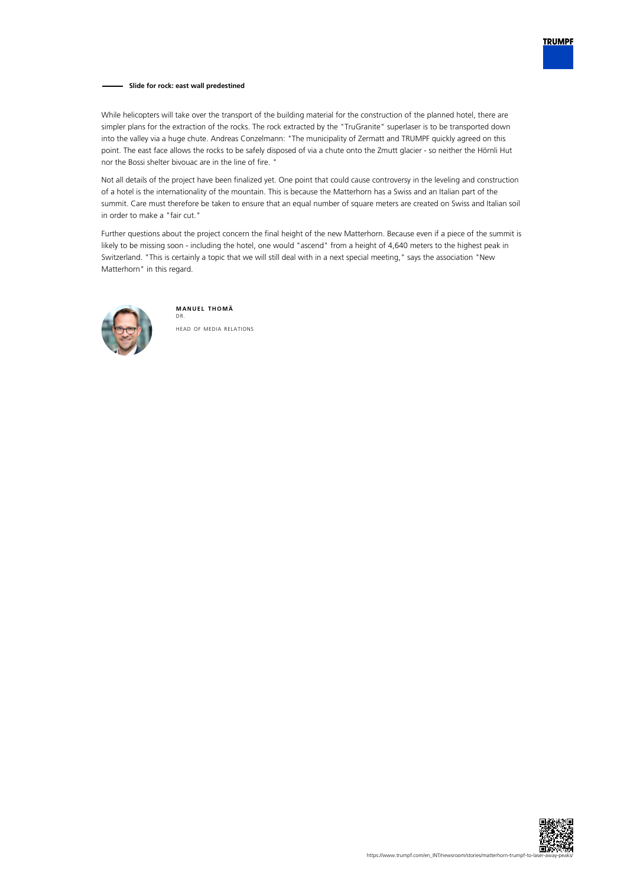### Slide for rock: east wall predestined

While helicopters will take over the transport of the building material for the construction of the planned hotel, there are simpler plans for the extraction of the rocks. The rock extracted by the "TruGranite" superlaser is to be transported down into the valley via a huge chute. Andreas Conzelmann: "The municipality of Zermatt and TRUMPF quickly agreed on this point. The east face allows the rocks to be safely disposed of via a chute onto the Zmutt glacier - so neither the Hörnli Hut nor the Bossi shelter bivouac are in the line of fire. "

Not all details of the project have been finalized yet. One point that could cause controversy in the leveling and construction of a hotel is the internationality of the mountain. This is because the Matterhorn has a Swiss and an Italian part of the summit. Care must therefore be taken to ensure that an equal number of square meters are created on Swiss and Italian soil in order to make a "fair cut."

Further questions about the project concern the final height of the new Matterhorn. Because even if a piece of the summit is likely to be missing soon - including the hotel, one would "ascend" from a height of 4,640 meters to the highest peak in Switzerland. "This is certainly a topic that we will still deal with in a next special meeting," says the association "New Matterhorn" in this regard.

**MANUEL THOMÄ**
DR.
HEAD OF MEDIA RELATIONS

https://www.trumpf.com/en_INT/newsroom/stories/matterhorn-trumpf-to-laser-away-peaks/